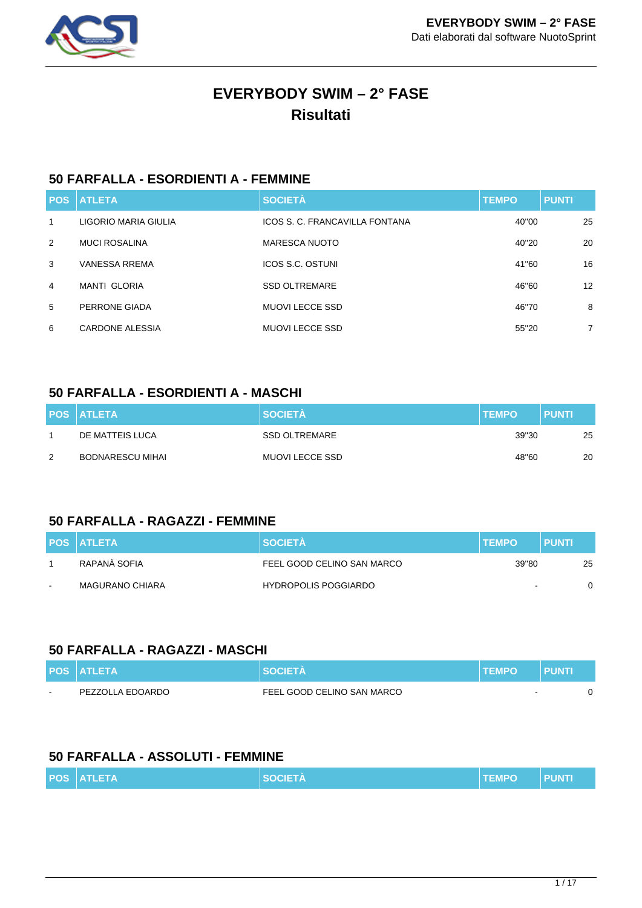# EVERYBODY SWIM – 2° FASE
## Risultati

### 50 FARFALLA - ESORDIENTI A - FEMMINE

| POS | ATLETA | SOCIETÀ | TEMPO | PUNTI |
|---|---|---|---|---|
| 1 | LIGORIO MARIA GIULIA | ICOS S. C. FRANCAVILLA FONTANA | 40"00 | 25 |
| 2 | MUCI ROSALINA | MARESCA NUOTO | 40"20 | 20 |
| 3 | VANESSA RREMA | ICOS S.C. OSTUNI | 41"60 | 16 |
| 4 | MANTI GLORIA | SSD OLTREMARE | 46"60 | 12 |
| 5 | PERRONE GIADA | MUOVI LECCE SSD | 46"70 | 8 |
| 6 | CARDONE ALESSIA | MUOVI LECCE SSD | 55"20 | 7 |

### 50 FARFALLA - ESORDIENTI A - MASCHI

| POS | ATLETA | SOCIETÀ | TEMPO | PUNTI |
|---|---|---|---|---|
| 1 | DE MATTEIS LUCA | SSD OLTREMARE | 39"30 | 25 |
| 2 | BODNARESCU MIHAI | MUOVI LECCE SSD | 48"60 | 20 |

### 50 FARFALLA - RAGAZZI - FEMMINE

| POS | ATLETA | SOCIETÀ | TEMPO | PUNTI |
|---|---|---|---|---|
| 1 | RAPANÀ SOFIA | FEEL GOOD CELINO SAN MARCO | 39"80 | 25 |
| - | MAGURANO CHIARA | HYDROPOLIS POGGIARDO | - | 0 |

### 50 FARFALLA - RAGAZZI - MASCHI

| POS | ATLETA | SOCIETÀ | TEMPO | PUNTI |
|---|---|---|---|---|
| - | PEZZOLLA EDOARDO | FEEL GOOD CELINO SAN MARCO | - | 0 |

### 50 FARFALLA - ASSOLUTI - FEMMINE

| POS | ATLETA | SOCIETÀ | TEMPO | PUNTI |
|---|---|---|---|---|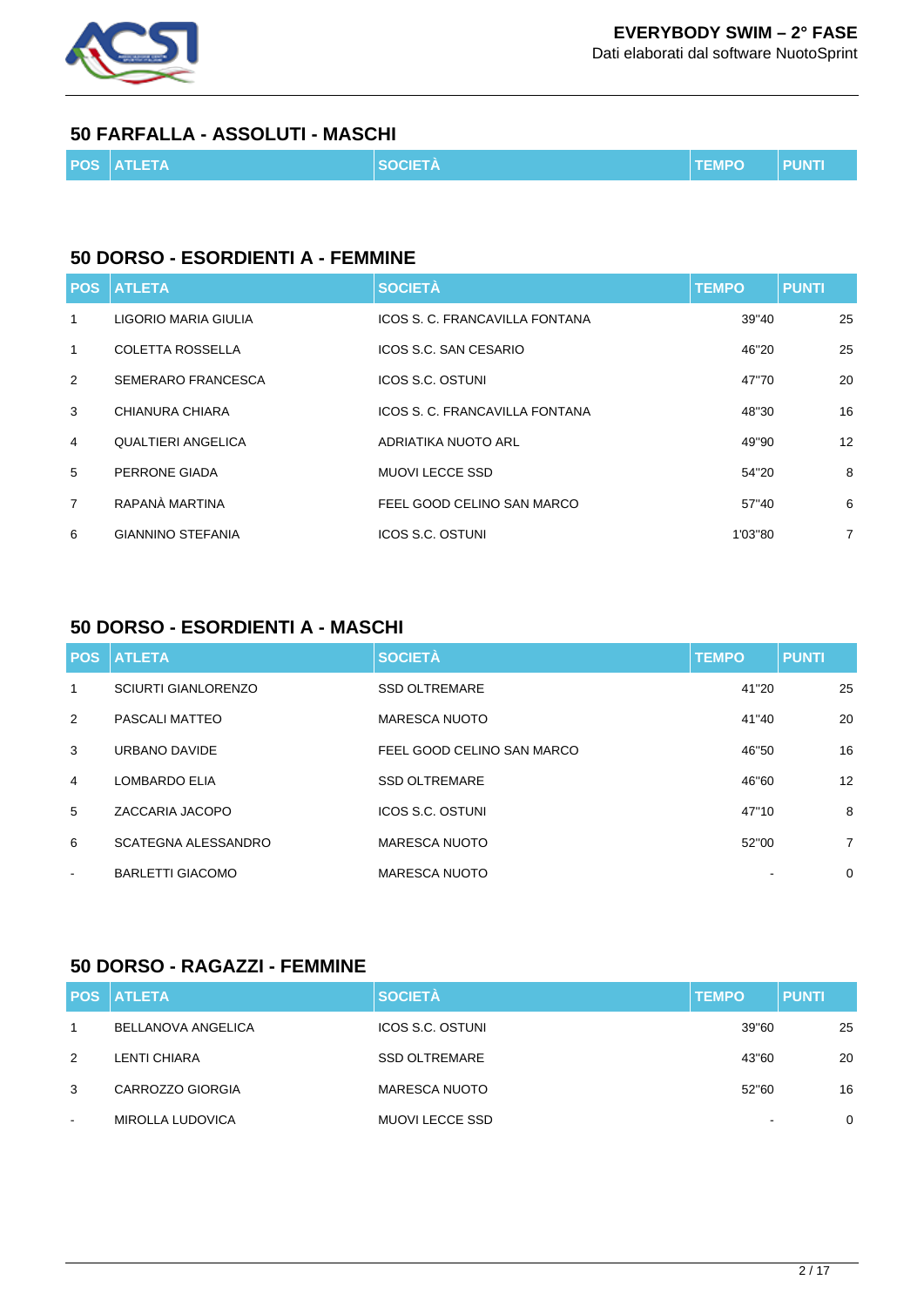## 50 FARFALLA - ASSOLUTI - MASCHI

| POS | ATLETA | SOCIETÀ | TEMPO | PUNTI |
|---|---|---|---|---|

## 50 DORSO - ESORDIENTI A - FEMMINE

| POS | ATLETA | SOCIETÀ | TEMPO | PUNTI |
|---|---|---|---|---|
| 1 | LIGORIO MARIA GIULIA | ICOS S. C. FRANCAVILLA FONTANA | 39"40 | 25 |
| 1 | COLETTA ROSSELLA | ICOS S.C. SAN CESARIO | 46"20 | 25 |
| 2 | SEMERARO FRANCESCA | ICOS S.C. OSTUNI | 47"70 | 20 |
| 3 | CHIANURA CHIARA | ICOS S. C. FRANCAVILLA FONTANA | 48"30 | 16 |
| 4 | QUALTIERI ANGELICA | ADRIATIKA NUOTO ARL | 49"90 | 12 |
| 5 | PERRONE GIADA | MUOVI LECCE SSD | 54"20 | 8 |
| 7 | RAPANÀ MARTINA | FEEL GOOD CELINO SAN MARCO | 57"40 | 6 |
| 6 | GIANNINO STEFANIA | ICOS S.C. OSTUNI | 1'03"80 | 7 |

## 50 DORSO - ESORDIENTI A - MASCHI

| POS | ATLETA | SOCIETÀ | TEMPO | PUNTI |
|---|---|---|---|---|
| 1 | SCIURTI GIANLORENZO | SSD OLTREMARE | 41"20 | 25 |
| 2 | PASCALI MATTEO | MARESCA NUOTO | 41"40 | 20 |
| 3 | URBANO DAVIDE | FEEL GOOD CELINO SAN MARCO | 46"50 | 16 |
| 4 | LOMBARDO ELIA | SSD OLTREMARE | 46"60 | 12 |
| 5 | ZACCARIA JACOPO | ICOS S.C. OSTUNI | 47"10 | 8 |
| 6 | SCATEGNA ALESSANDRO | MARESCA NUOTO | 52"00 | 7 |
| - | BARLETTI GIACOMO | MARESCA NUOTO | - | 0 |

## 50 DORSO - RAGAZZI - FEMMINE

| POS | ATLETA | SOCIETÀ | TEMPO | PUNTI |
|---|---|---|---|---|
| 1 | BELLANOVA ANGELICA | ICOS S.C. OSTUNI | 39"60 | 25 |
| 2 | LENTI CHIARA | SSD OLTREMARE | 43"60 | 20 |
| 3 | CARROZZO GIORGIA | MARESCA NUOTO | 52"60 | 16 |
| - | MIROLLA LUDOVICA | MUOVI LECCE SSD | - | 0 |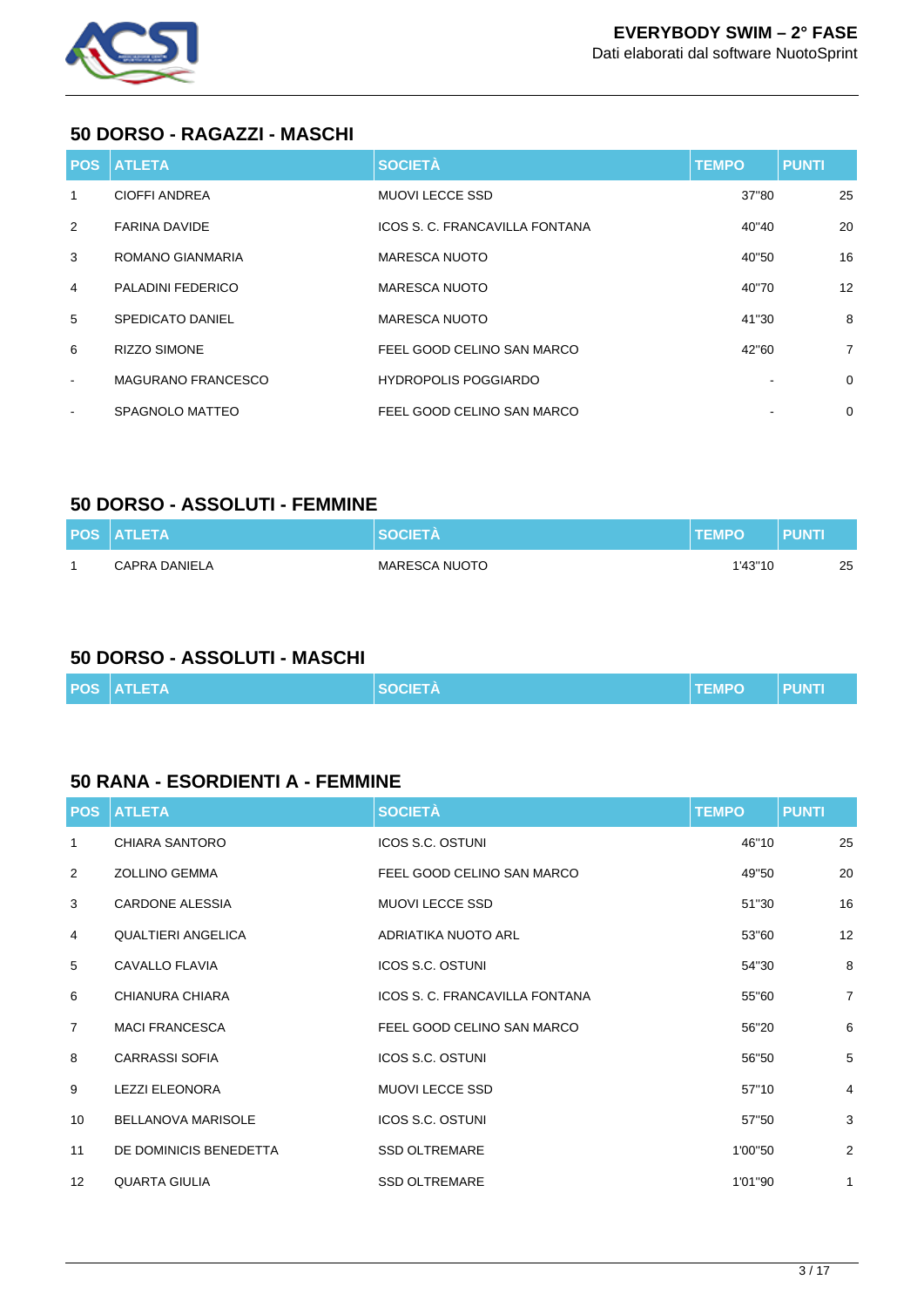## 50 DORSO - RAGAZZI - MASCHI

| POS | ATLETA | SOCIETÀ | TEMPO | PUNTI |
|---|---|---|---|---|
| 1 | CIOFFI ANDREA | MUOVI LECCE SSD | 37"80 | 25 |
| 2 | FARINA DAVIDE | ICOS S. C. FRANCAVILLA FONTANA | 40"40 | 20 |
| 3 | ROMANO GIANMARIA | MARESCA NUOTO | 40"50 | 16 |
| 4 | PALADINI FEDERICO | MARESCA NUOTO | 40"70 | 12 |
| 5 | SPEDICATO DANIEL | MARESCA NUOTO | 41"30 | 8 |
| 6 | RIZZO SIMONE | FEEL GOOD CELINO SAN MARCO | 42"60 | 7 |
| - | MAGURANO FRANCESCO | HYDROPOLIS POGGIARDO | - | 0 |
| - | SPAGNOLO MATTEO | FEEL GOOD CELINO SAN MARCO | - | 0 |

## 50 DORSO - ASSOLUTI - FEMMINE

| POS | ATLETA | SOCIETÀ | TEMPO | PUNTI |
|---|---|---|---|---|
| 1 | CAPRA DANIELA | MARESCA NUOTO | 1'43"10 | 25 |

## 50 DORSO - ASSOLUTI - MASCHI

| POS | ATLETA | SOCIETÀ | TEMPO | PUNTI |
|---|---|---|---|---|

## 50 RANA - ESORDIENTI A - FEMMINE

| POS | ATLETA | SOCIETÀ | TEMPO | PUNTI |
|---|---|---|---|---|
| 1 | CHIARA SANTORO | ICOS S.C. OSTUNI | 46"10 | 25 |
| 2 | ZOLLINO GEMMA | FEEL GOOD CELINO SAN MARCO | 49"50 | 20 |
| 3 | CARDONE ALESSIA | MUOVI LECCE SSD | 51"30 | 16 |
| 4 | QUALTIERI ANGELICA | ADRIATIKA NUOTO ARL | 53"60 | 12 |
| 5 | CAVALLO FLAVIA | ICOS S.C. OSTUNI | 54"30 | 8 |
| 6 | CHIANURA CHIARA | ICOS S. C. FRANCAVILLA FONTANA | 55"60 | 7 |
| 7 | MACI FRANCESCA | FEEL GOOD CELINO SAN MARCO | 56"20 | 6 |
| 8 | CARRASSI SOFIA | ICOS S.C. OSTUNI | 56"50 | 5 |
| 9 | LEZZI ELEONORA | MUOVI LECCE SSD | 57"10 | 4 |
| 10 | BELLANOVA MARISOLE | ICOS S.C. OSTUNI | 57"50 | 3 |
| 11 | DE DOMINICIS BENEDETTA | SSD OLTREMARE | 1'00"50 | 2 |
| 12 | QUARTA GIULIA | SSD OLTREMARE | 1'01"90 | 1 |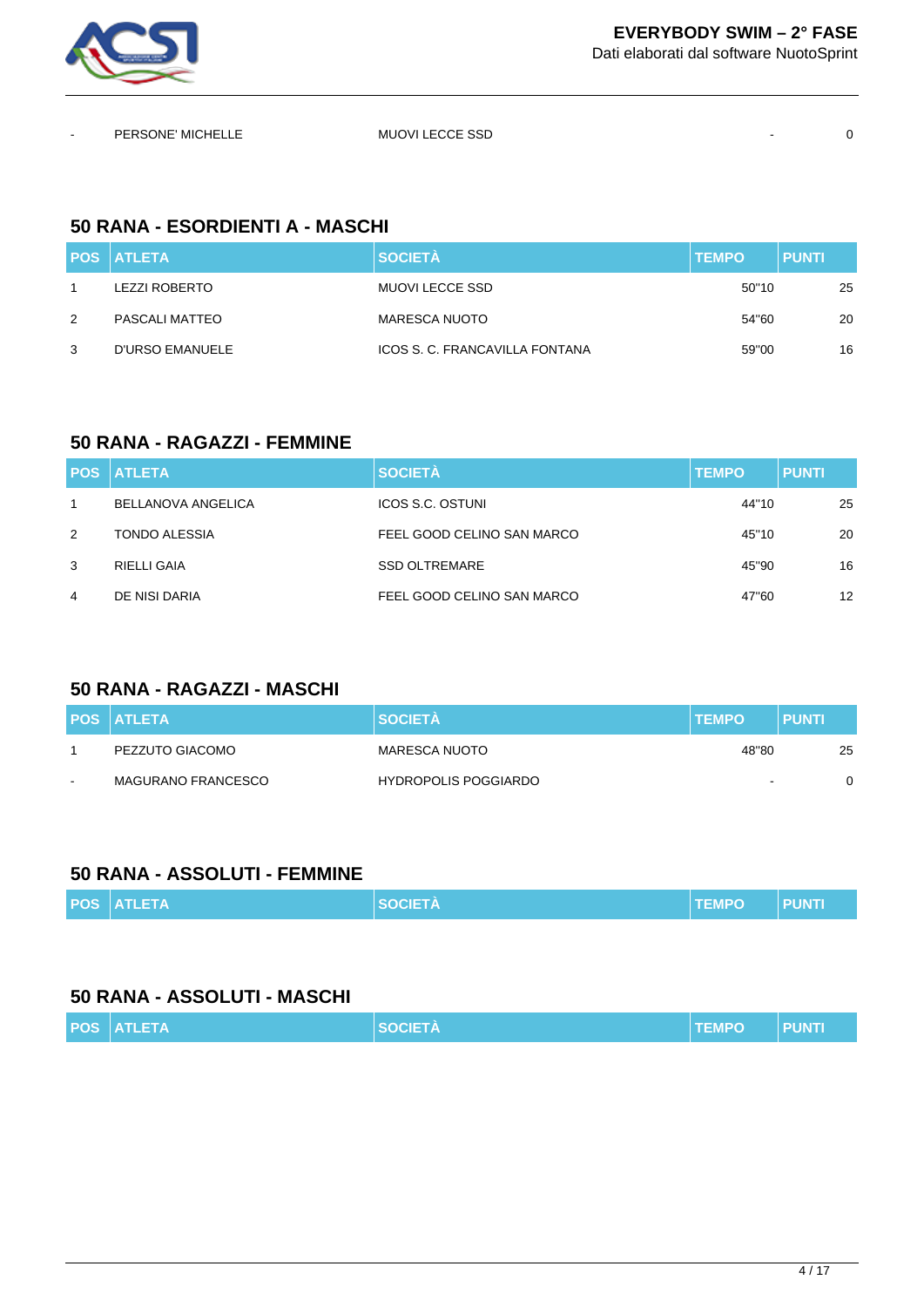| - | PERSONE' MICHELLE | MUOVI LECCE SSD | - | 0 |
|---|---|---|---|---|

## 50 RANA - ESORDIENTI A - MASCHI

| POS | ATLETA | SOCIETÀ | TEMPO | PUNTI |
|---|---|---|---|---|
| 1 | LEZZI ROBERTO | MUOVI LECCE SSD | 50"10 | 25 |
| 2 | PASCALI MATTEO | MARESCA NUOTO | 54"60 | 20 |
| 3 | D'URSO EMANUELE | ICOS S. C. FRANCAVILLA FONTANA | 59"00 | 16 |

## 50 RANA - RAGAZZI - FEMMINE

| POS | ATLETA | SOCIETÀ | TEMPO | PUNTI |
|---|---|---|---|---|
| 1 | BELLANOVA ANGELICA | ICOS S.C. OSTUNI | 44"10 | 25 |
| 2 | TONDO ALESSIA | FEEL GOOD CELINO SAN MARCO | 45"10 | 20 |
| 3 | RIELLI GAIA | SSD OLTREMARE | 45"90 | 16 |
| 4 | DE NISI DARIA | FEEL GOOD CELINO SAN MARCO | 47"60 | 12 |

## 50 RANA - RAGAZZI - MASCHI

| POS | ATLETA | SOCIETÀ | TEMPO | PUNTI |
|---|---|---|---|---|
| 1 | PEZZUTO GIACOMO | MARESCA NUOTO | 48"80 | 25 |
| - | MAGURANO FRANCESCO | HYDROPOLIS POGGIARDO | - | 0 |

## 50 RANA - ASSOLUTI - FEMMINE

| POS | ATLETA | SOCIETÀ | TEMPO | PUNTI |
|---|---|---|---|---|

## 50 RANA - ASSOLUTI - MASCHI

| POS | ATLETA | SOCIETÀ | TEMPO | PUNTI |
|---|---|---|---|---|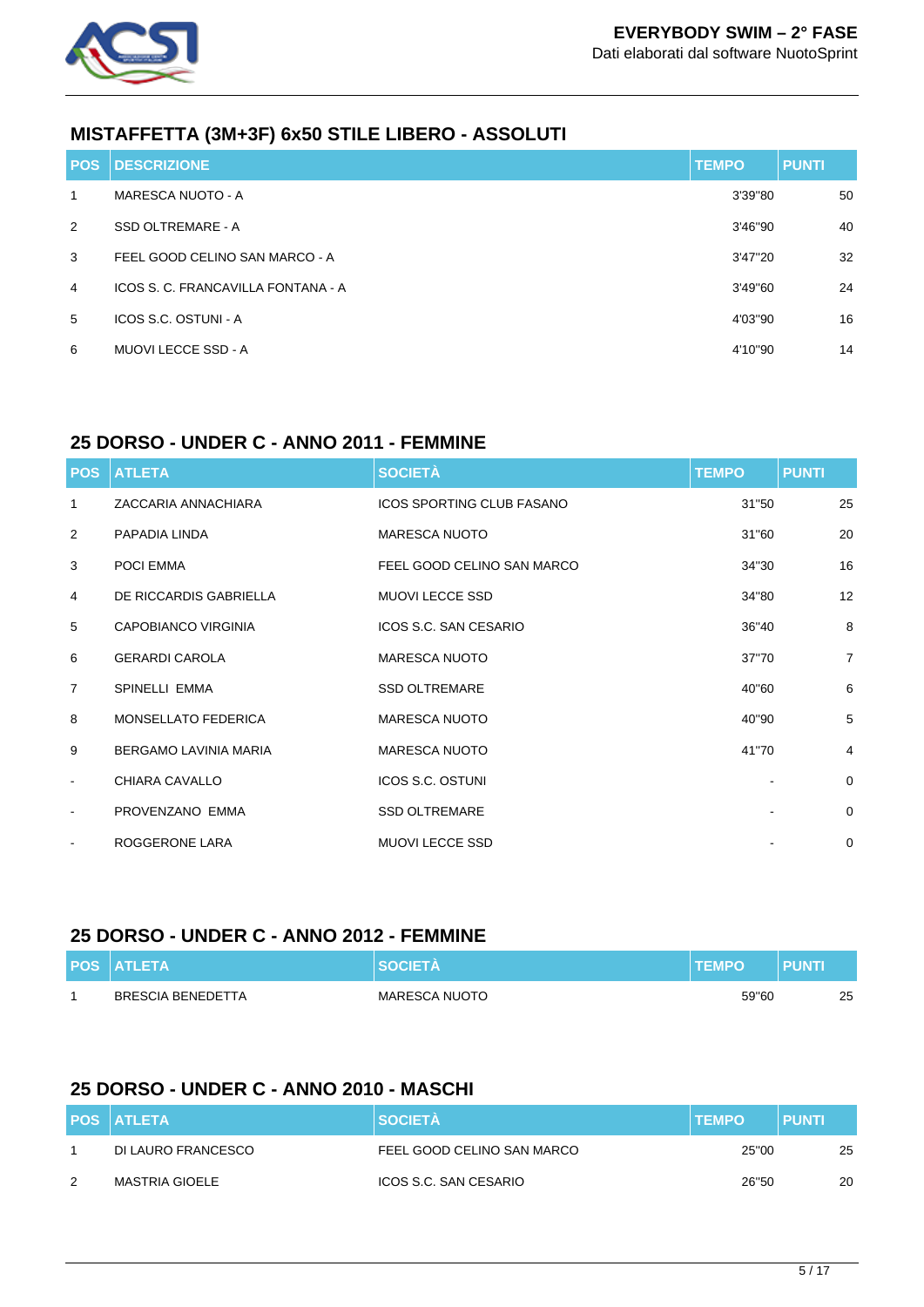## MISTAFFETTA (3M+3F) 6x50 STILE LIBERO - ASSOLUTI

| POS | DESCRIZIONE | TEMPO | PUNTI |
|---|---|---|---|
| 1 | MARESCA NUOTO - A | 3'39"80 | 50 |
| 2 | SSD OLTREMARE - A | 3'46"90 | 40 |
| 3 | FEEL GOOD CELINO SAN MARCO - A | 3'47"20 | 32 |
| 4 | ICOS S. C. FRANCAVILLA FONTANA - A | 3'49"60 | 24 |
| 5 | ICOS S.C. OSTUNI - A | 4'03"90 | 16 |
| 6 | MUOVI LECCE SSD - A | 4'10"90 | 14 |

## 25 DORSO - UNDER C - ANNO 2011 - FEMMINE

| POS | ATLETA | SOCIETÀ | TEMPO | PUNTI |
|---|---|---|---|---|
| 1 | ZACCARIA ANNACHIARA | ICOS SPORTING CLUB FASANO | 31"50 | 25 |
| 2 | PAPADIA LINDA | MARESCA NUOTO | 31"60 | 20 |
| 3 | POCI EMMA | FEEL GOOD CELINO SAN MARCO | 34"30 | 16 |
| 4 | DE RICCARDIS GABRIELLA | MUOVI LECCE SSD | 34"80 | 12 |
| 5 | CAPOBIANCO VIRGINIA | ICOS S.C. SAN CESARIO | 36"40 | 8 |
| 6 | GERARDI CAROLA | MARESCA NUOTO | 37"70 | 7 |
| 7 | SPINELLI EMMA | SSD OLTREMARE | 40"60 | 6 |
| 8 | MONSELLATO FEDERICA | MARESCA NUOTO | 40"90 | 5 |
| 9 | BERGAMO LAVINIA MARIA | MARESCA NUOTO | 41"70 | 4 |
| - | CHIARA CAVALLO | ICOS S.C. OSTUNI | - | 0 |
| - | PROVENZANO EMMA | SSD OLTREMARE | - | 0 |
| - | ROGGERONE LARA | MUOVI LECCE SSD | - | 0 |

## 25 DORSO - UNDER C - ANNO 2012 - FEMMINE

| POS | ATLETA | SOCIETÀ | TEMPO | PUNTI |
|---|---|---|---|---|
| 1 | BRESCIA BENEDETTA | MARESCA NUOTO | 59"60 | 25 |

## 25 DORSO - UNDER C - ANNO 2010 - MASCHI

| POS | ATLETA | SOCIETÀ | TEMPO | PUNTI |
|---|---|---|---|---|
| 1 | DI LAURO FRANCESCO | FEEL GOOD CELINO SAN MARCO | 25"00 | 25 |
| 2 | MASTRIA GIOELE | ICOS S.C. SAN CESARIO | 26"50 | 20 |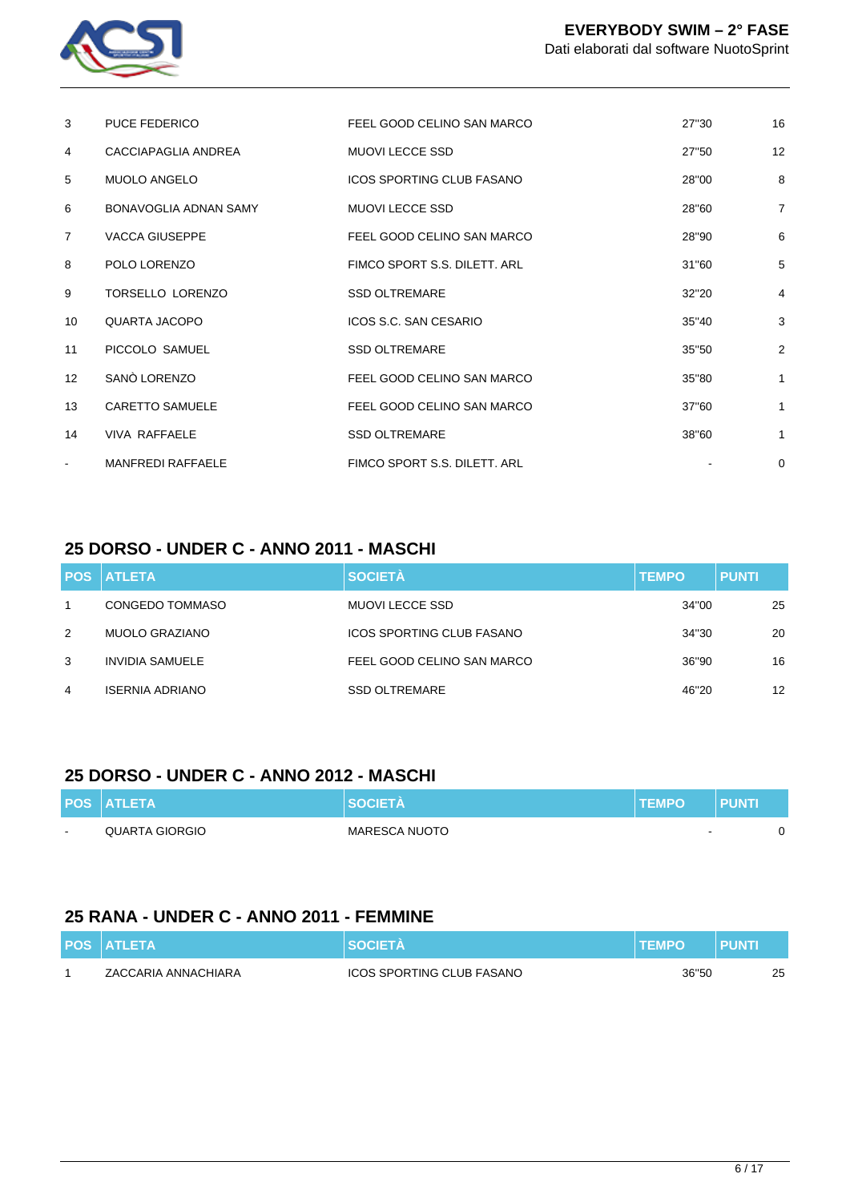| POS | ATLETA | SOCIETÀ | TEMPO | PUNTI |
|---|---|---|---|---|
| 3 | PUCE FEDERICO | FEEL GOOD CELINO SAN MARCO | 27"30 | 16 |
| 4 | CACCIAPAGLIA ANDREA | MUOVI LECCE SSD | 27"50 | 12 |
| 5 | MUOLO ANGELO | ICOS SPORTING CLUB FASANO | 28"00 | 8 |
| 6 | BONAVOGLIA ADNAN SAMY | MUOVI LECCE SSD | 28"60 | 7 |
| 7 | VACCA GIUSEPPE | FEEL GOOD CELINO SAN MARCO | 28"90 | 6 |
| 8 | POLO LORENZO | FIMCO SPORT S.S. DILETT. ARL | 31"60 | 5 |
| 9 | TORSELLO LORENZO | SSD OLTREMARE | 32"20 | 4 |
| 10 | QUARTA JACOPO | ICOS S.C. SAN CESARIO | 35"40 | 3 |
| 11 | PICCOLO SAMUEL | SSD OLTREMARE | 35"50 | 2 |
| 12 | SANÒ LORENZO | FEEL GOOD CELINO SAN MARCO | 35"80 | 1 |
| 13 | CARETTO SAMUELE | FEEL GOOD CELINO SAN MARCO | 37"60 | 1 |
| 14 | VIVA RAFFAELE | SSD OLTREMARE | 38"60 | 1 |
| - | MANFREDI RAFFAELE | FIMCO SPORT S.S. DILETT. ARL | - | 0 |

## 25 DORSO - UNDER C - ANNO 2011 - MASCHI

| POS | ATLETA | SOCIETÀ | TEMPO | PUNTI |
|---|---|---|---|---|
| 1 | CONGEDO TOMMASO | MUOVI LECCE SSD | 34"00 | 25 |
| 2 | MUOLO GRAZIANO | ICOS SPORTING CLUB FASANO | 34"30 | 20 |
| 3 | INVIDIA SAMUELE | FEEL GOOD CELINO SAN MARCO | 36"90 | 16 |
| 4 | ISERNIA ADRIANO | SSD OLTREMARE | 46"20 | 12 |

## 25 DORSO - UNDER C - ANNO 2012 - MASCHI

| POS | ATLETA | SOCIETÀ | TEMPO | PUNTI |
|---|---|---|---|---|
| - | QUARTA GIORGIO | MARESCA NUOTO | - | 0 |

## 25 RANA - UNDER C - ANNO 2011 - FEMMINE

| POS | ATLETA | SOCIETÀ | TEMPO | PUNTI |
|---|---|---|---|---|
| 1 | ZACCARIA ANNACHIARA | ICOS SPORTING CLUB FASANO | 36"50 | 25 |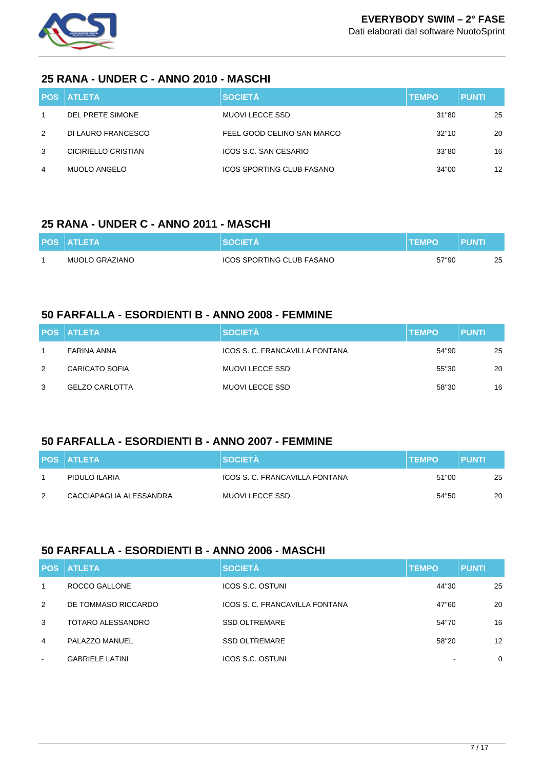## 25 RANA - UNDER C - ANNO 2010 - MASCHI

| POS | ATLETA | SOCIETÀ | TEMPO | PUNTI |
|---|---|---|---|---|
| 1 | DEL PRETE SIMONE | MUOVI LECCE SSD | 31"80 | 25 |
| 2 | DI LAURO FRANCESCO | FEEL GOOD CELINO SAN MARCO | 32"10 | 20 |
| 3 | CICIRIELLO CRISTIAN | ICOS S.C. SAN CESARIO | 33"80 | 16 |
| 4 | MUOLO ANGELO | ICOS SPORTING CLUB FASANO | 34"00 | 12 |

## 25 RANA - UNDER C - ANNO 2011 - MASCHI

| POS | ATLETA | SOCIETÀ | TEMPO | PUNTI |
|---|---|---|---|---|
| 1 | MUOLO GRAZIANO | ICOS SPORTING CLUB FASANO | 57"90 | 25 |

## 50 FARFALLA - ESORDIENTI B - ANNO 2008 - FEMMINE

| POS | ATLETA | SOCIETÀ | TEMPO | PUNTI |
|---|---|---|---|---|
| 1 | FARINA ANNA | ICOS S. C. FRANCAVILLA FONTANA | 54"90 | 25 |
| 2 | CARICATO SOFIA | MUOVI LECCE SSD | 55"30 | 20 |
| 3 | GELZO CARLOTTA | MUOVI LECCE SSD | 58"30 | 16 |

## 50 FARFALLA - ESORDIENTI B - ANNO 2007 - FEMMINE

| POS | ATLETA | SOCIETÀ | TEMPO | PUNTI |
|---|---|---|---|---|
| 1 | PIDULO ILARIA | ICOS S. C. FRANCAVILLA FONTANA | 51"00 | 25 |
| 2 | CACCIAPAGLIA ALESSANDRA | MUOVI LECCE SSD | 54"50 | 20 |

## 50 FARFALLA - ESORDIENTI B - ANNO 2006 - MASCHI

| POS | ATLETA | SOCIETÀ | TEMPO | PUNTI |
|---|---|---|---|---|
| 1 | ROCCO GALLONE | ICOS S.C. OSTUNI | 44"30 | 25 |
| 2 | DE TOMMASO RICCARDO | ICOS S. C. FRANCAVILLA FONTANA | 47"60 | 20 |
| 3 | TOTARO ALESSANDRO | SSD OLTREMARE | 54"70 | 16 |
| 4 | PALAZZO MANUEL | SSD OLTREMARE | 58"20 | 12 |
| - | GABRIELE LATINI | ICOS S.C. OSTUNI | - | 0 |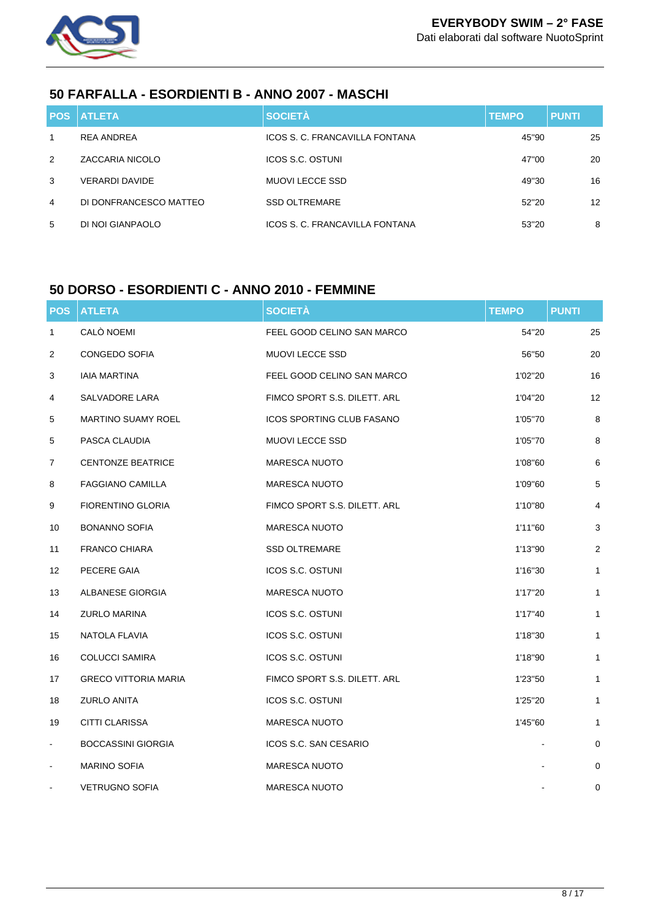## 50 FARFALLA - ESORDIENTI B - ANNO 2007 - MASCHI

| POS | ATLETA | SOCIETÀ | TEMPO | PUNTI |
|---|---|---|---|---|
| 1 | REA ANDREA | ICOS S. C. FRANCAVILLA FONTANA | 45"90 | 25 |
| 2 | ZACCARIA NICOLO | ICOS S.C. OSTUNI | 47"00 | 20 |
| 3 | VERARDI DAVIDE | MUOVI LECCE SSD | 49"30 | 16 |
| 4 | DI DONFRANCESCO MATTEO | SSD OLTREMARE | 52"20 | 12 |
| 5 | DI NOI GIANPAOLO | ICOS S. C. FRANCAVILLA FONTANA | 53"20 | 8 |

## 50 DORSO - ESORDIENTI C - ANNO 2010 - FEMMINE

| POS | ATLETA | SOCIETÀ | TEMPO | PUNTI |
|---|---|---|---|---|
| 1 | CALÒ NOEMI | FEEL GOOD CELINO SAN MARCO | 54"20 | 25 |
| 2 | CONGEDO SOFIA | MUOVI LECCE SSD | 56"50 | 20 |
| 3 | IAIA MARTINA | FEEL GOOD CELINO SAN MARCO | 1'02"20 | 16 |
| 4 | SALVADORE LARA | FIMCO SPORT S.S. DILETT. ARL | 1'04"20 | 12 |
| 5 | MARTINO SUAMY ROEL | ICOS SPORTING CLUB FASANO | 1'05"70 | 8 |
| 5 | PASCA CLAUDIA | MUOVI LECCE SSD | 1'05"70 | 8 |
| 7 | CENTONZE BEATRICE | MARESCA NUOTO | 1'08"60 | 6 |
| 8 | FAGGIANO CAMILLA | MARESCA NUOTO | 1'09"60 | 5 |
| 9 | FIORENTINO GLORIA | FIMCO SPORT S.S. DILETT. ARL | 1'10"80 | 4 |
| 10 | BONANNO SOFIA | MARESCA NUOTO | 1'11"60 | 3 |
| 11 | FRANCO CHIARA | SSD OLTREMARE | 1'13"90 | 2 |
| 12 | PECERE GAIA | ICOS S.C. OSTUNI | 1'16"30 | 1 |
| 13 | ALBANESE GIORGIA | MARESCA NUOTO | 1'17"20 | 1 |
| 14 | ZURLO MARINA | ICOS S.C. OSTUNI | 1'17"40 | 1 |
| 15 | NATOLA FLAVIA | ICOS S.C. OSTUNI | 1'18"30 | 1 |
| 16 | COLUCCI SAMIRA | ICOS S.C. OSTUNI | 1'18"90 | 1 |
| 17 | GRECO VITTORIA MARIA | FIMCO SPORT S.S. DILETT. ARL | 1'23"50 | 1 |
| 18 | ZURLO ANITA | ICOS S.C. OSTUNI | 1'25"20 | 1 |
| 19 | CITTI CLARISSA | MARESCA NUOTO | 1'45"60 | 1 |
| - | BOCCASSINI GIORGIA | ICOS S.C. SAN CESARIO | - | 0 |
| - | MARINO SOFIA | MARESCA NUOTO | - | 0 |
| - | VETRUGNO SOFIA | MARESCA NUOTO | - | 0 |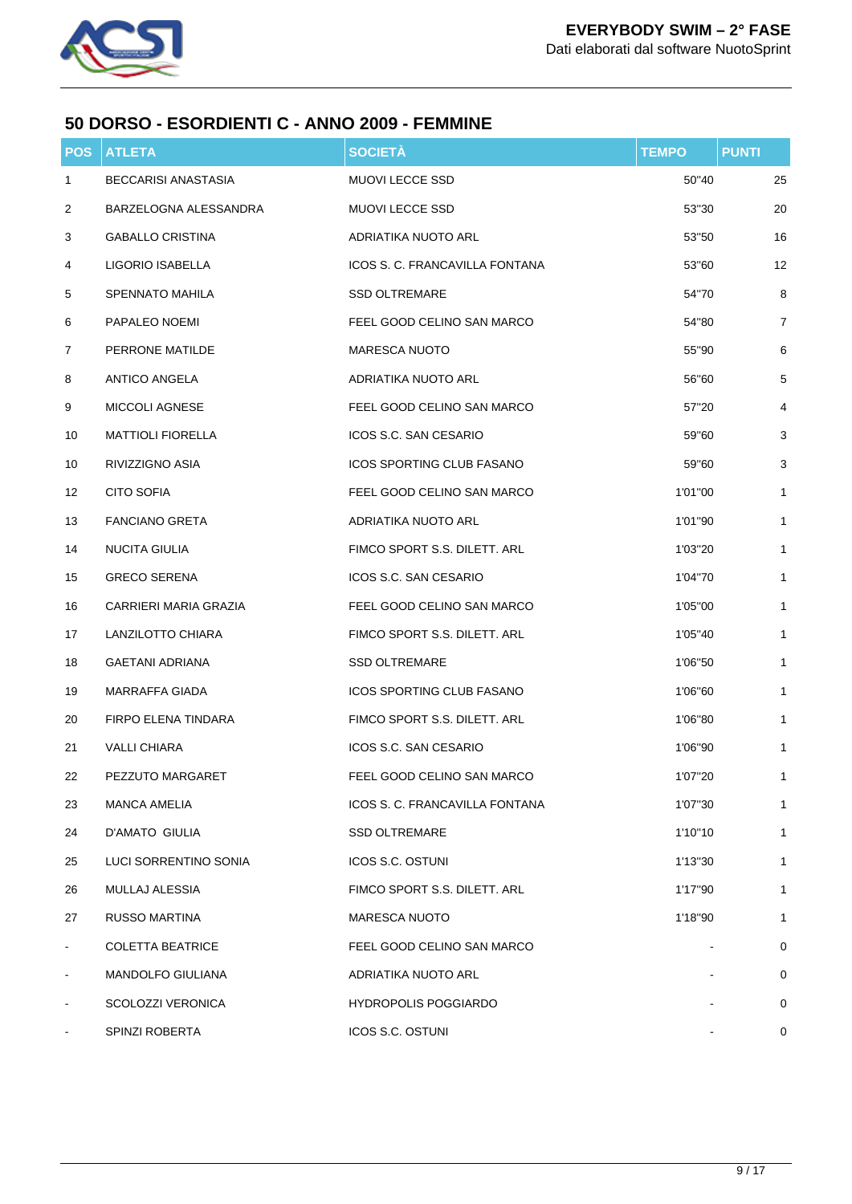## 50 DORSO - ESORDIENTI C - ANNO 2009 - FEMMINE

| POS | ATLETA | SOCIETÀ | TEMPO | PUNTI |
|---|---|---|---|---|
| 1 | BECCARISI ANASTASIA | MUOVI LECCE SSD | 50"40 | 25 |
| 2 | BARZELOGNA ALESSANDRA | MUOVI LECCE SSD | 53"30 | 20 |
| 3 | GABALLO CRISTINA | ADRIATIKA NUOTO ARL | 53"50 | 16 |
| 4 | LIGORIO ISABELLA | ICOS S. C. FRANCAVILLA FONTANA | 53"60 | 12 |
| 5 | SPENNATO MAHILA | SSD OLTREMARE | 54"70 | 8 |
| 6 | PAPALEO NOEMI | FEEL GOOD CELINO SAN MARCO | 54"80 | 7 |
| 7 | PERRONE MATILDE | MARESCA NUOTO | 55"90 | 6 |
| 8 | ANTICO ANGELA | ADRIATIKA NUOTO ARL | 56"60 | 5 |
| 9 | MICCOLI AGNESE | FEEL GOOD CELINO SAN MARCO | 57"20 | 4 |
| 10 | MATTIOLI FIORELLA | ICOS S.C. SAN CESARIO | 59"60 | 3 |
| 10 | RIVIZZIGNO ASIA | ICOS SPORTING CLUB FASANO | 59"60 | 3 |
| 12 | CITO SOFIA | FEEL GOOD CELINO SAN MARCO | 1'01"00 | 1 |
| 13 | FANCIANO GRETA | ADRIATIKA NUOTO ARL | 1'01"90 | 1 |
| 14 | NUCITA GIULIA | FIMCO SPORT S.S. DILETT. ARL | 1'03"20 | 1 |
| 15 | GRECO SERENA | ICOS S.C. SAN CESARIO | 1'04"70 | 1 |
| 16 | CARRIERI MARIA GRAZIA | FEEL GOOD CELINO SAN MARCO | 1'05"00 | 1 |
| 17 | LANZILOTTO CHIARA | FIMCO SPORT S.S. DILETT. ARL | 1'05"40 | 1 |
| 18 | GAETANI ADRIANA | SSD OLTREMARE | 1'06"50 | 1 |
| 19 | MARRAFFA GIADA | ICOS SPORTING CLUB FASANO | 1'06"60 | 1 |
| 20 | FIRPO ELENA TINDARA | FIMCO SPORT S.S. DILETT. ARL | 1'06"80 | 1 |
| 21 | VALLI CHIARA | ICOS S.C. SAN CESARIO | 1'06"90 | 1 |
| 22 | PEZZUTO MARGARET | FEEL GOOD CELINO SAN MARCO | 1'07"20 | 1 |
| 23 | MANCA AMELIA | ICOS S. C. FRANCAVILLA FONTANA | 1'07"30 | 1 |
| 24 | D'AMATO GIULIA | SSD OLTREMARE | 1'10"10 | 1 |
| 25 | LUCI SORRENTINO SONIA | ICOS S.C. OSTUNI | 1'13"30 | 1 |
| 26 | MULLAJ ALESSIA | FIMCO SPORT S.S. DILETT. ARL | 1'17"90 | 1 |
| 27 | RUSSO MARTINA | MARESCA NUOTO | 1'18"90 | 1 |
| - | COLETTA BEATRICE | FEEL GOOD CELINO SAN MARCO | - | 0 |
| - | MANDOLFO GIULIANA | ADRIATIKA NUOTO ARL | - | 0 |
| - | SCOLOZZI VERONICA | HYDROPOLIS POGGIARDO | - | 0 |
| - | SPINZI ROBERTA | ICOS S.C. OSTUNI | - | 0 |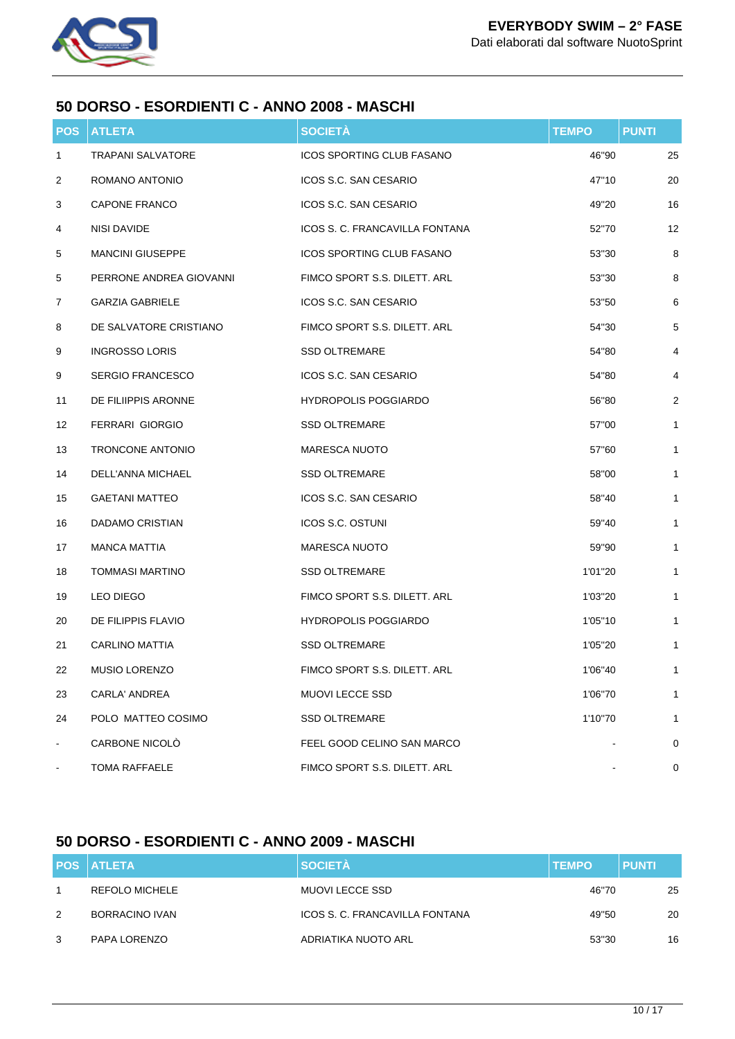## 50 DORSO - ESORDIENTI C - ANNO 2008 - MASCHI

| POS | ATLETA | SOCIETÀ | TEMPO | PUNTI |
|---|---|---|---|---|
| 1 | TRAPANI SALVATORE | ICOS SPORTING CLUB FASANO | 46"90 | 25 |
| 2 | ROMANO ANTONIO | ICOS S.C. SAN CESARIO | 47"10 | 20 |
| 3 | CAPONE FRANCO | ICOS S.C. SAN CESARIO | 49"20 | 16 |
| 4 | NISI DAVIDE | ICOS S. C. FRANCAVILLA FONTANA | 52"70 | 12 |
| 5 | MANCINI GIUSEPPE | ICOS SPORTING CLUB FASANO | 53"30 | 8 |
| 5 | PERRONE ANDREA GIOVANNI | FIMCO SPORT S.S. DILETT. ARL | 53"30 | 8 |
| 7 | GARZIA GABRIELE | ICOS S.C. SAN CESARIO | 53"50 | 6 |
| 8 | DE SALVATORE CRISTIANO | FIMCO SPORT S.S. DILETT. ARL | 54"30 | 5 |
| 9 | INGROSSO LORIS | SSD OLTREMARE | 54"80 | 4 |
| 9 | SERGIO FRANCESCO | ICOS S.C. SAN CESARIO | 54"80 | 4 |
| 11 | DE FILIIPPIS ARONNE | HYDROPOLIS POGGIARDO | 56"80 | 2 |
| 12 | FERRARI GIORGIO | SSD OLTREMARE | 57"00 | 1 |
| 13 | TRONCONE ANTONIO | MARESCA NUOTO | 57"60 | 1 |
| 14 | DELL'ANNA MICHAEL | SSD OLTREMARE | 58"00 | 1 |
| 15 | GAETANI MATTEO | ICOS S.C. SAN CESARIO | 58"40 | 1 |
| 16 | DADAMO CRISTIAN | ICOS S.C. OSTUNI | 59"40 | 1 |
| 17 | MANCA MATTIA | MARESCA NUOTO | 59"90 | 1 |
| 18 | TOMMASI MARTINO | SSD OLTREMARE | 1'01"20 | 1 |
| 19 | LEO DIEGO | FIMCO SPORT S.S. DILETT. ARL | 1'03"20 | 1 |
| 20 | DE FILIPPIS FLAVIO | HYDROPOLIS POGGIARDO | 1'05"10 | 1 |
| 21 | CARLINO MATTIA | SSD OLTREMARE | 1'05"20 | 1 |
| 22 | MUSIO LORENZO | FIMCO SPORT S.S. DILETT. ARL | 1'06"40 | 1 |
| 23 | CARLA' ANDREA | MUOVI LECCE SSD | 1'06"70 | 1 |
| 24 | POLO MATTEO COSIMO | SSD OLTREMARE | 1'10"70 | 1 |
| - | CARBONE NICOLÒ | FEEL GOOD CELINO SAN MARCO | - | 0 |
| - | TOMA RAFFAELE | FIMCO SPORT S.S. DILETT. ARL | - | 0 |

## 50 DORSO - ESORDIENTI C - ANNO 2009 - MASCHI

| POS | ATLETA | SOCIETÀ | TEMPO | PUNTI |
|---|---|---|---|---|
| 1 | REFOLO MICHELE | MUOVI LECCE SSD | 46"70 | 25 |
| 2 | BORRACINO IVAN | ICOS S. C. FRANCAVILLA FONTANA | 49"50 | 20 |
| 3 | PAPA LORENZO | ADRIATIKA NUOTO ARL | 53"30 | 16 |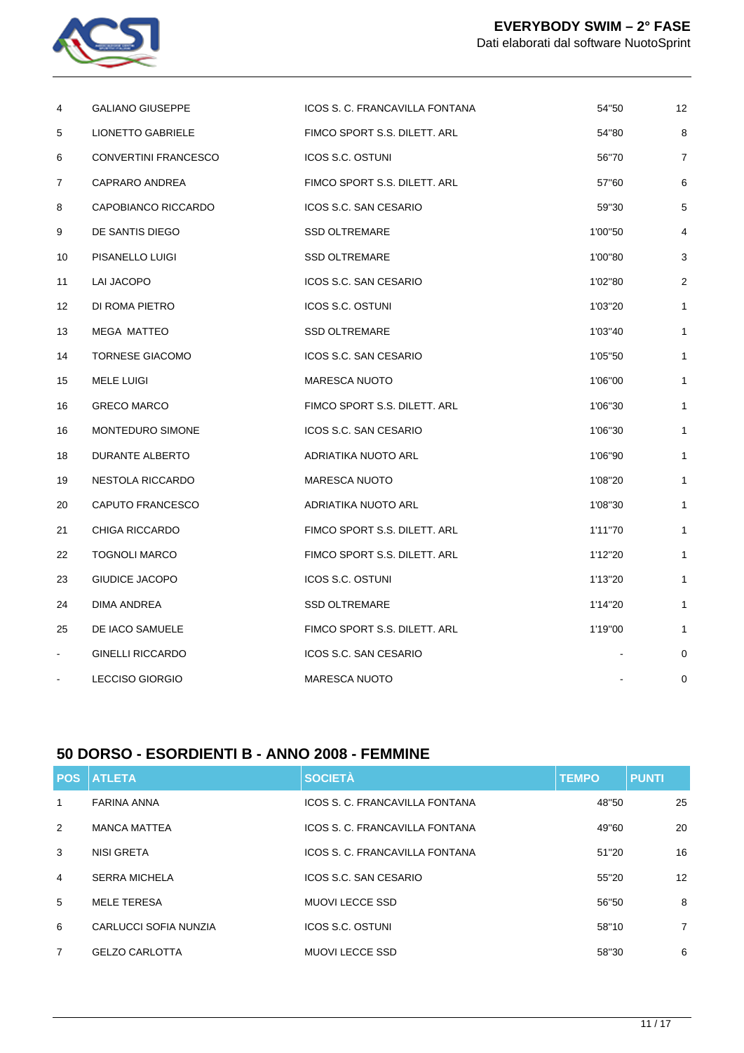| POS | ATLETA | SOCIETÀ | TEMPO | PUNTI |
|---|---|---|---|---|
| 4 | GALIANO GIUSEPPE | ICOS S. C. FRANCAVILLA FONTANA | 54"50 | 12 |
| 5 | LIONETTO GABRIELE | FIMCO SPORT S.S. DILETT. ARL | 54"80 | 8 |
| 6 | CONVERTINI FRANCESCO | ICOS S.C. OSTUNI | 56"70 | 7 |
| 7 | CAPRARO ANDREA | FIMCO SPORT S.S. DILETT. ARL | 57"60 | 6 |
| 8 | CAPOBIANCO RICCARDO | ICOS S.C. SAN CESARIO | 59"30 | 5 |
| 9 | DE SANTIS DIEGO | SSD OLTREMARE | 1'00"50 | 4 |
| 10 | PISANELLO LUIGI | SSD OLTREMARE | 1'00"80 | 3 |
| 11 | LAI JACOPO | ICOS S.C. SAN CESARIO | 1'02"80 | 2 |
| 12 | DI ROMA PIETRO | ICOS S.C. OSTUNI | 1'03"20 | 1 |
| 13 | MEGA MATTEO | SSD OLTREMARE | 1'03"40 | 1 |
| 14 | TORNESE GIACOMO | ICOS S.C. SAN CESARIO | 1'05"50 | 1 |
| 15 | MELE LUIGI | MARESCA NUOTO | 1'06"00 | 1 |
| 16 | GRECO MARCO | FIMCO SPORT S.S. DILETT. ARL | 1'06"30 | 1 |
| 16 | MONTEDURO SIMONE | ICOS S.C. SAN CESARIO | 1'06"30 | 1 |
| 18 | DURANTE ALBERTO | ADRIATIKA NUOTO ARL | 1'06"90 | 1 |
| 19 | NESTOLA RICCARDO | MARESCA NUOTO | 1'08"20 | 1 |
| 20 | CAPUTO FRANCESCO | ADRIATIKA NUOTO ARL | 1'08"30 | 1 |
| 21 | CHIGA RICCARDO | FIMCO SPORT S.S. DILETT. ARL | 1'11"70 | 1 |
| 22 | TOGNOLI MARCO | FIMCO SPORT S.S. DILETT. ARL | 1'12"20 | 1 |
| 23 | GIUDICE JACOPO | ICOS S.C. OSTUNI | 1'13"20 | 1 |
| 24 | DIMA ANDREA | SSD OLTREMARE | 1'14"20 | 1 |
| 25 | DE IACO SAMUELE | FIMCO SPORT S.S. DILETT. ARL | 1'19"00 | 1 |
| - | GINELLI RICCARDO | ICOS S.C. SAN CESARIO | - | 0 |
| - | LECCISO GIORGIO | MARESCA NUOTO | - | 0 |

## 50 DORSO - ESORDIENTI B - ANNO 2008 - FEMMINE

| POS | ATLETA | SOCIETÀ | TEMPO | PUNTI |
|---|---|---|---|---|
| 1 | FARINA ANNA | ICOS S. C. FRANCAVILLA FONTANA | 48"50 | 25 |
| 2 | MANCA MATTEA | ICOS S. C. FRANCAVILLA FONTANA | 49"60 | 20 |
| 3 | NISI GRETA | ICOS S. C. FRANCAVILLA FONTANA | 51"20 | 16 |
| 4 | SERRA MICHELA | ICOS S.C. SAN CESARIO | 55"20 | 12 |
| 5 | MELE TERESA | MUOVI LECCE SSD | 56"50 | 8 |
| 6 | CARLUCCI SOFIA NUNZIA | ICOS S.C. OSTUNI | 58"10 | 7 |
| 7 | GELZO CARLOTTA | MUOVI LECCE SSD | 58"30 | 6 |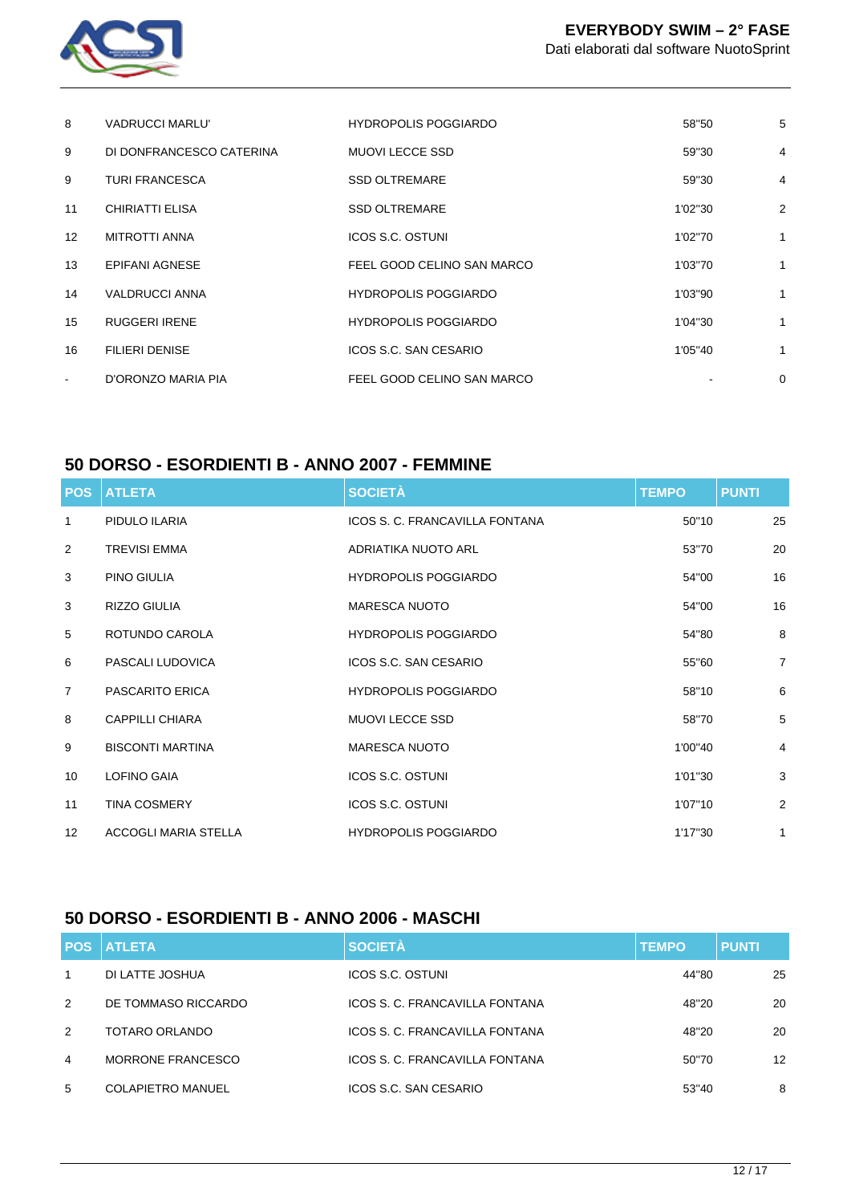| POS | ATLETA | SOCIETÀ | TEMPO | PUNTI |
|---|---|---|---|---|
| 8 | VADRUCCI MARLU' | HYDROPOLIS POGGIARDO | 58"50 | 5 |
| 9 | DI DONFRANCESCO CATERINA | MUOVI LECCE SSD | 59"30 | 4 |
| 9 | TURI FRANCESCA | SSD OLTREMARE | 59"30 | 4 |
| 11 | CHIRIATTI ELISA | SSD OLTREMARE | 1'02"30 | 2 |
| 12 | MITROTTI ANNA | ICOS S.C. OSTUNI | 1'02"70 | 1 |
| 13 | EPIFANI AGNESE | FEEL GOOD CELINO SAN MARCO | 1'03"70 | 1 |
| 14 | VALDRUCCI ANNA | HYDROPOLIS POGGIARDO | 1'03"90 | 1 |
| 15 | RUGGERI IRENE | HYDROPOLIS POGGIARDO | 1'04"30 | 1 |
| 16 | FILIERI DENISE | ICOS S.C. SAN CESARIO | 1'05"40 | 1 |
| - | D'ORONZO MARIA PIA | FEEL GOOD CELINO SAN MARCO | - | 0 |

## 50 DORSO - ESORDIENTI B - ANNO 2007 - FEMMINE

| POS | ATLETA | SOCIETÀ | TEMPO | PUNTI |
|---|---|---|---|---|
| 1 | PIDULO ILARIA | ICOS S. C. FRANCAVILLA FONTANA | 50"10 | 25 |
| 2 | TREVISI EMMA | ADRIATIKA NUOTO ARL | 53"70 | 20 |
| 3 | PINO GIULIA | HYDROPOLIS POGGIARDO | 54"00 | 16 |
| 3 | RIZZO GIULIA | MARESCA NUOTO | 54"00 | 16 |
| 5 | ROTUNDO CAROLA | HYDROPOLIS POGGIARDO | 54"80 | 8 |
| 6 | PASCALI LUDOVICA | ICOS S.C. SAN CESARIO | 55"60 | 7 |
| 7 | PASCARITO ERICA | HYDROPOLIS POGGIARDO | 58"10 | 6 |
| 8 | CAPPILLI CHIARA | MUOVI LECCE SSD | 58"70 | 5 |
| 9 | BISCONTI MARTINA | MARESCA NUOTO | 1'00"40 | 4 |
| 10 | LOFINO GAIA | ICOS S.C. OSTUNI | 1'01"30 | 3 |
| 11 | TINA COSMERY | ICOS S.C. OSTUNI | 1'07"10 | 2 |
| 12 | ACCOGLI MARIA STELLA | HYDROPOLIS POGGIARDO | 1'17"30 | 1 |

## 50 DORSO - ESORDIENTI B - ANNO 2006 - MASCHI

| POS | ATLETA | SOCIETÀ | TEMPO | PUNTI |
|---|---|---|---|---|
| 1 | DI LATTE JOSHUA | ICOS S.C. OSTUNI | 44"80 | 25 |
| 2 | DE TOMMASO RICCARDO | ICOS S. C. FRANCAVILLA FONTANA | 48"20 | 20 |
| 2 | TOTARO ORLANDO | ICOS S. C. FRANCAVILLA FONTANA | 48"20 | 20 |
| 4 | MORRONE FRANCESCO | ICOS S. C. FRANCAVILLA FONTANA | 50"70 | 12 |
| 5 | COLAPIETRO MANUEL | ICOS S.C. SAN CESARIO | 53"40 | 8 |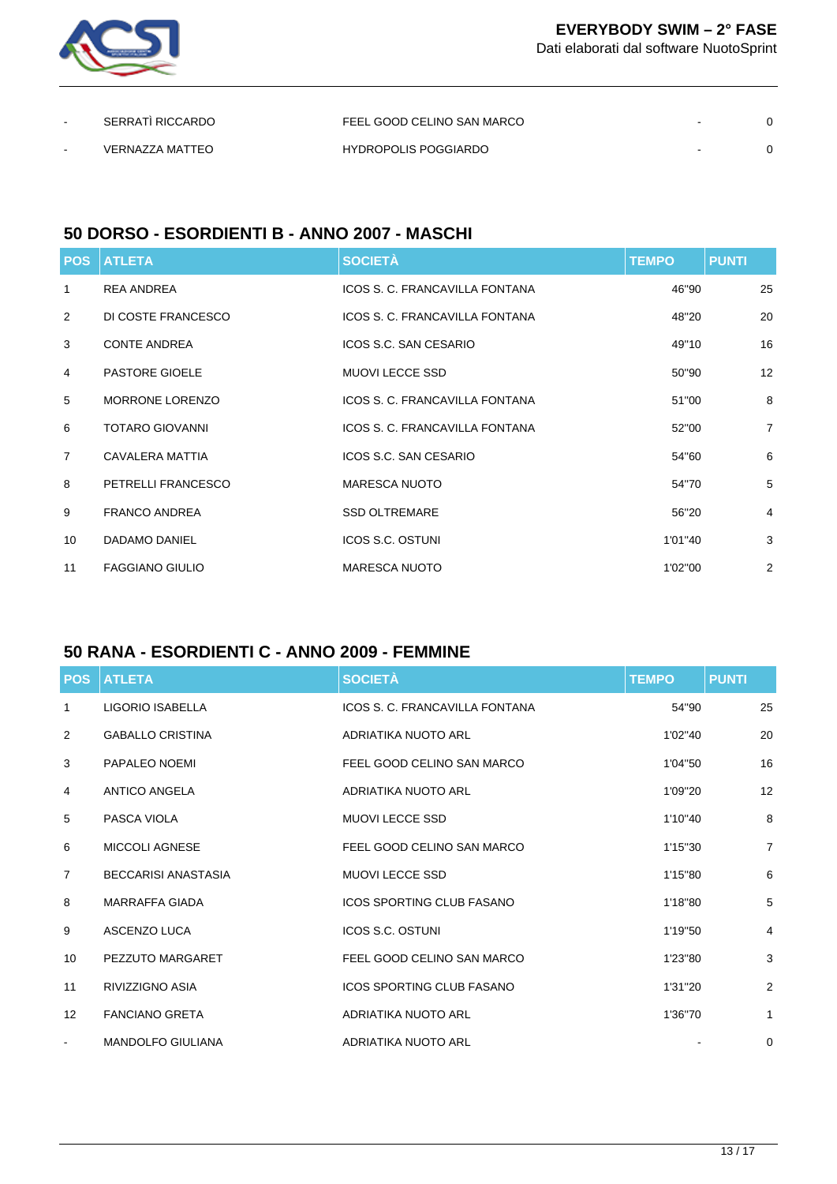| POS | ATLETA | SOCIETÀ | TEMPO | PUNTI |
|---|---|---|---|---|
| - | SERRATÌ RICCARDO | FEEL GOOD CELINO SAN MARCO | - | 0 |
| - | VERNAZZA MATTEO | HYDROPOLIS POGGIARDO | - | 0 |

## 50 DORSO - ESORDIENTI B - ANNO 2007 - MASCHI

| POS | ATLETA | SOCIETÀ | TEMPO | PUNTI |
|---|---|---|---|---|
| 1 | REA ANDREA | ICOS S. C. FRANCAVILLA FONTANA | 46"90 | 25 |
| 2 | DI COSTE FRANCESCO | ICOS S. C. FRANCAVILLA FONTANA | 48"20 | 20 |
| 3 | CONTE ANDREA | ICOS S.C. SAN CESARIO | 49"10 | 16 |
| 4 | PASTORE GIOELE | MUOVI LECCE SSD | 50"90 | 12 |
| 5 | MORRONE LORENZO | ICOS S. C. FRANCAVILLA FONTANA | 51"00 | 8 |
| 6 | TOTARO GIOVANNI | ICOS S. C. FRANCAVILLA FONTANA | 52"00 | 7 |
| 7 | CAVALERA MATTIA | ICOS S.C. SAN CESARIO | 54"60 | 6 |
| 8 | PETRELLI FRANCESCO | MARESCA NUOTO | 54"70 | 5 |
| 9 | FRANCO ANDREA | SSD OLTREMARE | 56"20 | 4 |
| 10 | DADAMO DANIEL | ICOS S.C. OSTUNI | 1'01"40 | 3 |
| 11 | FAGGIANO GIULIO | MARESCA NUOTO | 1'02"00 | 2 |

## 50 RANA - ESORDIENTI C - ANNO 2009 - FEMMINE

| POS | ATLETA | SOCIETÀ | TEMPO | PUNTI |
|---|---|---|---|---|
| 1 | LIGORIO ISABELLA | ICOS S. C. FRANCAVILLA FONTANA | 54"90 | 25 |
| 2 | GABALLO CRISTINA | ADRIATIKA NUOTO ARL | 1'02"40 | 20 |
| 3 | PAPALEO NOEMI | FEEL GOOD CELINO SAN MARCO | 1'04"50 | 16 |
| 4 | ANTICO ANGELA | ADRIATIKA NUOTO ARL | 1'09"20 | 12 |
| 5 | PASCA VIOLA | MUOVI LECCE SSD | 1'10"40 | 8 |
| 6 | MICCOLI AGNESE | FEEL GOOD CELINO SAN MARCO | 1'15"30 | 7 |
| 7 | BECCARISI ANASTASIA | MUOVI LECCE SSD | 1'15"80 | 6 |
| 8 | MARRAFFA GIADA | ICOS SPORTING CLUB FASANO | 1'18"80 | 5 |
| 9 | ASCENZO LUCA | ICOS S.C. OSTUNI | 1'19"50 | 4 |
| 10 | PEZZUTO MARGARET | FEEL GOOD CELINO SAN MARCO | 1'23"80 | 3 |
| 11 | RIVIZZIGNO ASIA | ICOS SPORTING CLUB FASANO | 1'31"20 | 2 |
| 12 | FANCIANO GRETA | ADRIATIKA NUOTO ARL | 1'36"70 | 1 |
| - | MANDOLFO GIULIANA | ADRIATIKA NUOTO ARL | - | 0 |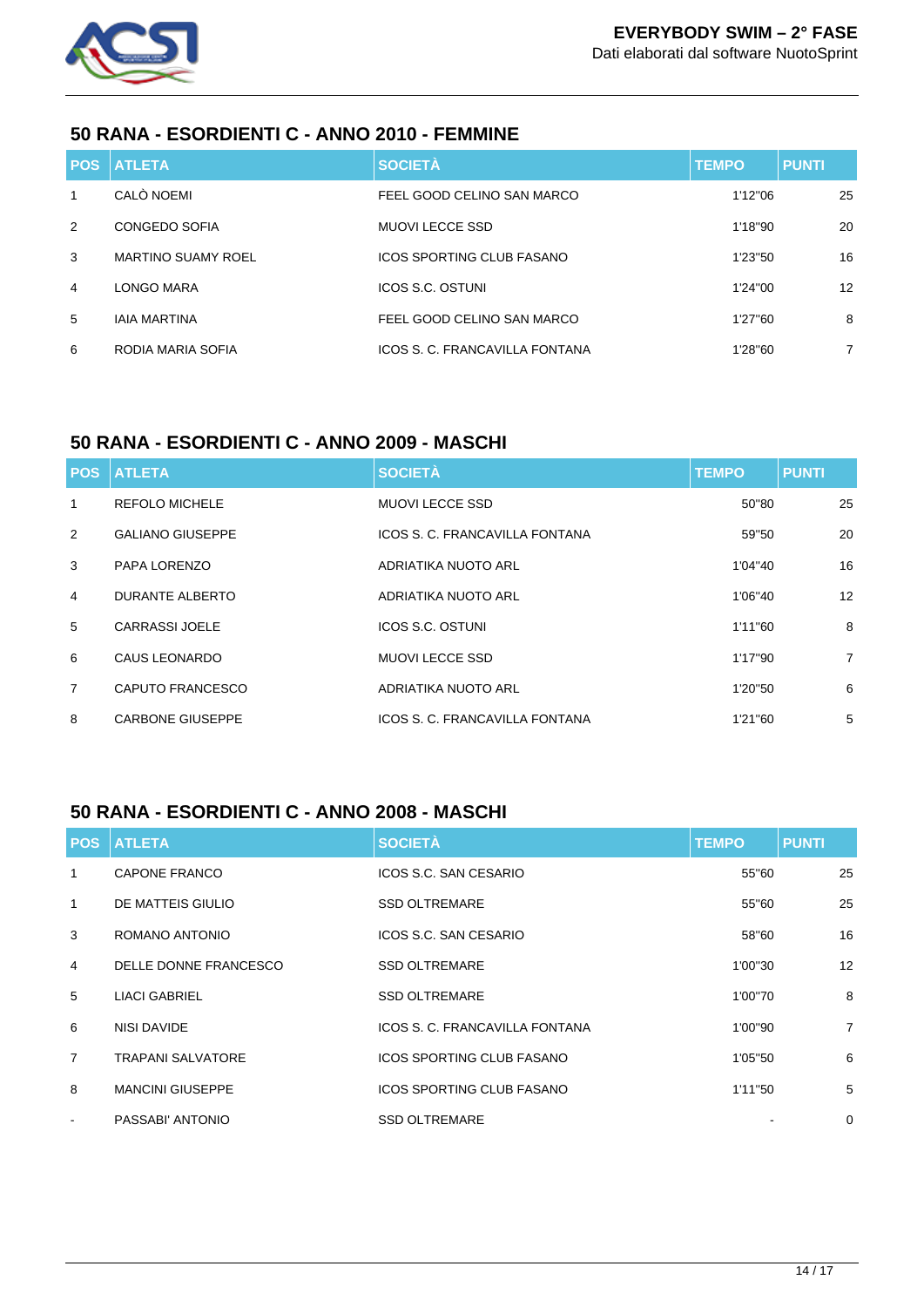## 50 RANA - ESORDIENTI C - ANNO 2010 - FEMMINE

| POS | ATLETA | SOCIETÀ | TEMPO | PUNTI |
|---|---|---|---|---|
| 1 | CALÒ NOEMI | FEEL GOOD CELINO SAN MARCO | 1'12"06 | 25 |
| 2 | CONGEDO SOFIA | MUOVI LECCE SSD | 1'18"90 | 20 |
| 3 | MARTINO SUAMY ROEL | ICOS SPORTING CLUB FASANO | 1'23"50 | 16 |
| 4 | LONGO MARA | ICOS S.C. OSTUNI | 1'24"00 | 12 |
| 5 | IAIA MARTINA | FEEL GOOD CELINO SAN MARCO | 1'27"60 | 8 |
| 6 | RODIA MARIA SOFIA | ICOS S. C. FRANCAVILLA FONTANA | 1'28"60 | 7 |

## 50 RANA - ESORDIENTI C - ANNO 2009 - MASCHI

| POS | ATLETA | SOCIETÀ | TEMPO | PUNTI |
|---|---|---|---|---|
| 1 | REFOLO MICHELE | MUOVI LECCE SSD | 50"80 | 25 |
| 2 | GALIANO GIUSEPPE | ICOS S. C. FRANCAVILLA FONTANA | 59"50 | 20 |
| 3 | PAPA LORENZO | ADRIATIKA NUOTO ARL | 1'04"40 | 16 |
| 4 | DURANTE ALBERTO | ADRIATIKA NUOTO ARL | 1'06"40 | 12 |
| 5 | CARRASSI JOELE | ICOS S.C. OSTUNI | 1'11"60 | 8 |
| 6 | CAUS LEONARDO | MUOVI LECCE SSD | 1'17"90 | 7 |
| 7 | CAPUTO FRANCESCO | ADRIATIKA NUOTO ARL | 1'20"50 | 6 |
| 8 | CARBONE GIUSEPPE | ICOS S. C. FRANCAVILLA FONTANA | 1'21"60 | 5 |

## 50 RANA - ESORDIENTI C - ANNO 2008 - MASCHI

| POS | ATLETA | SOCIETÀ | TEMPO | PUNTI |
|---|---|---|---|---|
| 1 | CAPONE FRANCO | ICOS S.C. SAN CESARIO | 55"60 | 25 |
| 1 | DE MATTEIS GIULIO | SSD OLTREMARE | 55"60 | 25 |
| 3 | ROMANO ANTONIO | ICOS S.C. SAN CESARIO | 58"60 | 16 |
| 4 | DELLE DONNE FRANCESCO | SSD OLTREMARE | 1'00"30 | 12 |
| 5 | LIACI GABRIEL | SSD OLTREMARE | 1'00"70 | 8 |
| 6 | NISI DAVIDE | ICOS S. C. FRANCAVILLA FONTANA | 1'00"90 | 7 |
| 7 | TRAPANI SALVATORE | ICOS SPORTING CLUB FASANO | 1'05"50 | 6 |
| 8 | MANCINI GIUSEPPE | ICOS SPORTING CLUB FASANO | 1'11"50 | 5 |
| - | PASSABI' ANTONIO | SSD OLTREMARE | - | 0 |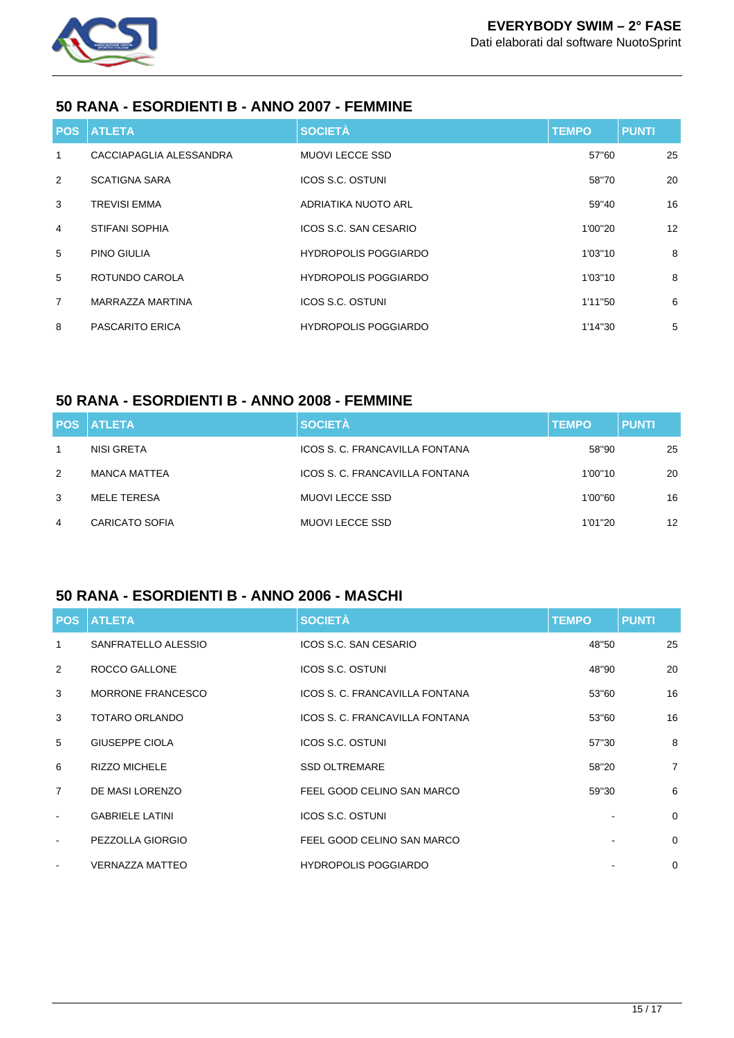## 50 RANA - ESORDIENTI B - ANNO 2007 - FEMMINE

| POS | ATLETA | SOCIETÀ | TEMPO | PUNTI |
|---|---|---|---|---|
| 1 | CACCIAPAGLIA ALESSANDRA | MUOVI LECCE SSD | 57"60 | 25 |
| 2 | SCATIGNA SARA | ICOS S.C. OSTUNI | 58"70 | 20 |
| 3 | TREVISI EMMA | ADRIATIKA NUOTO ARL | 59"40 | 16 |
| 4 | STIFANI SOPHIA | ICOS S.C. SAN CESARIO | 1'00"20 | 12 |
| 5 | PINO GIULIA | HYDROPOLIS POGGIARDO | 1'03"10 | 8 |
| 5 | ROTUNDO CAROLA | HYDROPOLIS POGGIARDO | 1'03"10 | 8 |
| 7 | MARRAZZA MARTINA | ICOS S.C. OSTUNI | 1'11"50 | 6 |
| 8 | PASCARITO ERICA | HYDROPOLIS POGGIARDO | 1'14"30 | 5 |

## 50 RANA - ESORDIENTI B - ANNO 2008 - FEMMINE

| POS | ATLETA | SOCIETÀ | TEMPO | PUNTI |
|---|---|---|---|---|
| 1 | NISI GRETA | ICOS S. C. FRANCAVILLA FONTANA | 58"90 | 25 |
| 2 | MANCA MATTEA | ICOS S. C. FRANCAVILLA FONTANA | 1'00"10 | 20 |
| 3 | MELE TERESA | MUOVI LECCE SSD | 1'00"60 | 16 |
| 4 | CARICATO SOFIA | MUOVI LECCE SSD | 1'01"20 | 12 |

## 50 RANA - ESORDIENTI B - ANNO 2006 - MASCHI

| POS | ATLETA | SOCIETÀ | TEMPO | PUNTI |
|---|---|---|---|---|
| 1 | SANFRATELLO ALESSIO | ICOS S.C. SAN CESARIO | 48"50 | 25 |
| 2 | ROCCO GALLONE | ICOS S.C. OSTUNI | 48"90 | 20 |
| 3 | MORRONE FRANCESCO | ICOS S. C. FRANCAVILLA FONTANA | 53"60 | 16 |
| 3 | TOTARO ORLANDO | ICOS S. C. FRANCAVILLA FONTANA | 53"60 | 16 |
| 5 | GIUSEPPE CIOLA | ICOS S.C. OSTUNI | 57"30 | 8 |
| 6 | RIZZO MICHELE | SSD OLTREMARE | 58"20 | 7 |
| 7 | DE MASI LORENZO | FEEL GOOD CELINO SAN MARCO | 59"30 | 6 |
| - | GABRIELE LATINI | ICOS S.C. OSTUNI | - | 0 |
| - | PEZZOLLA GIORGIO | FEEL GOOD CELINO SAN MARCO | - | 0 |
| - | VERNAZZA MATTEO | HYDROPOLIS POGGIARDO | - | 0 |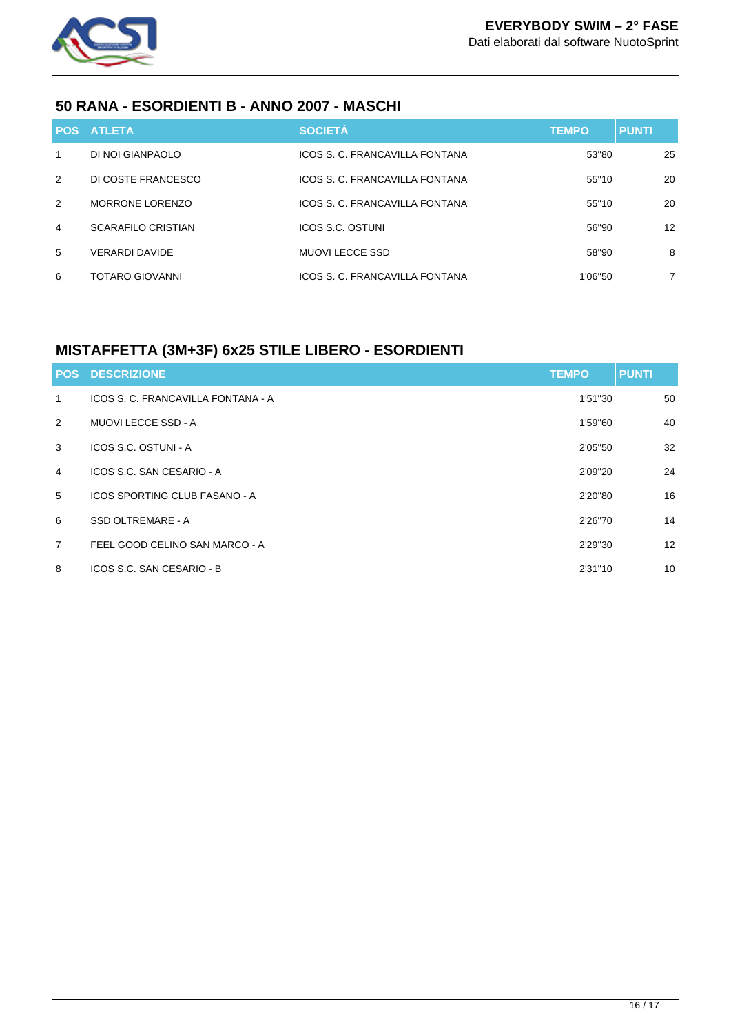## 50 RANA - ESORDIENTI B - ANNO 2007 - MASCHI

| POS | ATLETA | SOCIETÀ | TEMPO | PUNTI |
|---|---|---|---|---|
| 1 | DI NOI GIANPAOLO | ICOS S. C. FRANCAVILLA FONTANA | 53"80 | 25 |
| 2 | DI COSTE FRANCESCO | ICOS S. C. FRANCAVILLA FONTANA | 55"10 | 20 |
| 2 | MORRONE LORENZO | ICOS S. C. FRANCAVILLA FONTANA | 55"10 | 20 |
| 4 | SCARAFILO CRISTIAN | ICOS S.C. OSTUNI | 56"90 | 12 |
| 5 | VERARDI DAVIDE | MUOVI LECCE SSD | 58"90 | 8 |
| 6 | TOTARO GIOVANNI | ICOS S. C. FRANCAVILLA FONTANA | 1'06"50 | 7 |

## MISTAFFETTA (3M+3F) 6x25 STILE LIBERO - ESORDIENTI

| POS | DESCRIZIONE | TEMPO | PUNTI |
|---|---|---|---|
| 1 | ICOS S. C. FRANCAVILLA FONTANA - A | 1'51"30 | 50 |
| 2 | MUOVI LECCE SSD - A | 1'59"60 | 40 |
| 3 | ICOS S.C. OSTUNI - A | 2'05"50 | 32 |
| 4 | ICOS S.C. SAN CESARIO - A | 2'09"20 | 24 |
| 5 | ICOS SPORTING CLUB FASANO - A | 2'20"80 | 16 |
| 6 | SSD OLTREMARE - A | 2'26"70 | 14 |
| 7 | FEEL GOOD CELINO SAN MARCO - A | 2'29"30 | 12 |
| 8 | ICOS S.C. SAN CESARIO - B | 2'31"10 | 10 |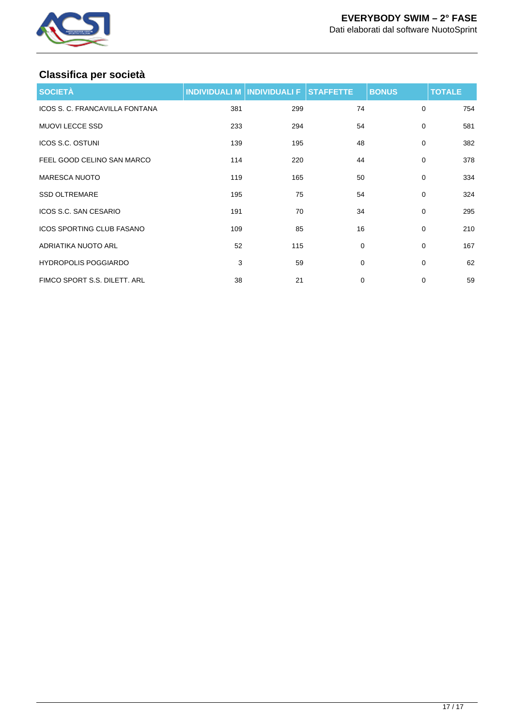## Classifica per società

| SOCIETÀ | INDIVIDUALI M | INDIVIDUALI F | STAFFETTE | BONUS | TOTALE |
|---|---|---|---|---|---|
| ICOS S. C. FRANCAVILLA FONTANA | 381 | 299 | 74 | 0 | 754 |
| MUOVI LECCE SSD | 233 | 294 | 54 | 0 | 581 |
| ICOS S.C. OSTUNI | 139 | 195 | 48 | 0 | 382 |
| FEEL GOOD CELINO SAN MARCO | 114 | 220 | 44 | 0 | 378 |
| MARESCA NUOTO | 119 | 165 | 50 | 0 | 334 |
| SSD OLTREMARE | 195 | 75 | 54 | 0 | 324 |
| ICOS S.C. SAN CESARIO | 191 | 70 | 34 | 0 | 295 |
| ICOS SPORTING CLUB FASANO | 109 | 85 | 16 | 0 | 210 |
| ADRIATIKA NUOTO ARL | 52 | 115 | 0 | 0 | 167 |
| HYDROPOLIS POGGIARDO | 3 | 59 | 0 | 0 | 62 |
| FIMCO SPORT S.S. DILETT. ARL | 38 | 21 | 0 | 0 | 59 |